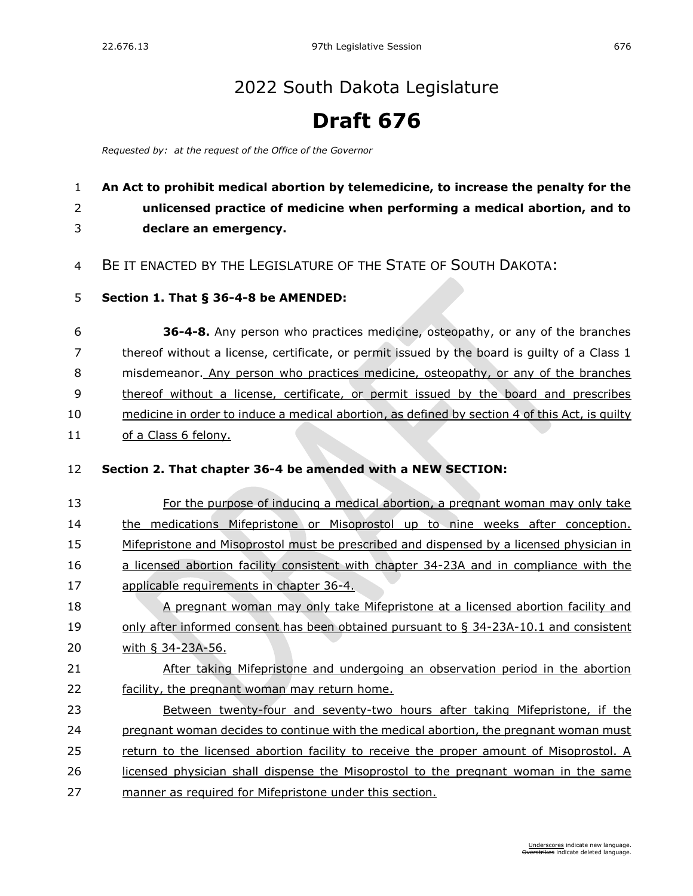# 2022 South Dakota Legislature

# Draft 676

*Requested by: at the request of the Office of the Governor*

**An Act to prohibit medical abortion by telemedicine, to increase the penalty for the unlicensed practice of medicine when performing a medical abortion, and to declare an emergency.**

BE IT ENACTED BY THE LEGISLATURE OF THE STATE OF SOUTH DAKOTA:

**Section 1. That § 36-4-8 be AMENDED:**

**36-4-8.** Any person who practices medicine, osteopathy, or any of the branches thereof without a license, certificate, or permit issued by the board is guilty of a Class 1 misdemeanor. Any person who practices medicine, osteopathy, or any of the branches thereof without a license, certificate, or permit issued by the board and prescribes medicine in order to induce a medical abortion, as defined by section 4 of this Act, is guilty of a Class 6 felony.

**Section 2. That chapter 36-4 be amended with a NEW SECTION:**

For the purpose of inducing a medical abortion, a pregnant woman may only take the medications Mifepristone or Misoprostol up to nine weeks after conception. Mifepristone and Misoprostol must be prescribed and dispensed by a licensed physician in a licensed abortion facility consistent with chapter 34-23A and in compliance with the applicable requirements in chapter 36-4.

A pregnant woman may only take Mifepristone at a licensed abortion facility and only after informed consent has been obtained pursuant to § 34-23A-10.1 and consistent with § 34-23A-56.

After taking Mifepristone and undergoing an observation period in the abortion facility, the pregnant woman may return home.

Between twenty-four and seventy-two hours after taking Mifepristone, if the pregnant woman decides to continue with the medical abortion, the pregnant woman must return to the licensed abortion facility to receive the proper amount of Misoprostol. A licensed physician shall dispense the Misoprostol to the pregnant woman in the same manner as required for Mifepristone under this section.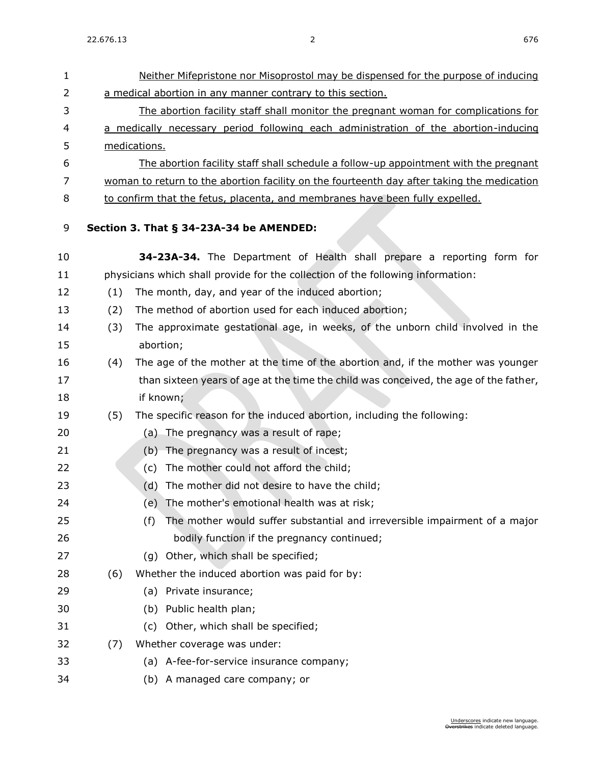Neither Mifepristone nor Misoprostol may be dispensed for the purpose of inducing a medical abortion in any manner contrary to this section.

The abortion facility staff shall monitor the pregnant woman for complications for a medically necessary period following each administration of the abortion-inducing medications.

The abortion facility staff shall schedule a follow-up appointment with the pregnant woman to return to the abortion facility on the fourteenth day after taking the medication to confirm that the fetus, placenta, and membranes have been fully expelled.

**Section 3. That § 34-23A-34 be AMENDED:**

**34-23A-34.** The Department of Health shall prepare a reporting form for physicians which shall provide for the collection of the following information:

(1) The month, day, and year of the induced abortion;

(2) The method of abortion used for each induced abortion;

(3) The approximate gestational age, in weeks, of the unborn child involved in the abortion;

(4) The age of the mother at the time of the abortion and, if the mother was younger than sixteen years of age at the time the child was conceived, the age of the father, if known;

(5) The specific reason for the induced abortion, including the following:

   (a) The pregnancy was a result of rape;

   (b) The pregnancy was a result of incest;

   (c) The mother could not afford the child;

   (d) The mother did not desire to have the child;

   (e) The mother's emotional health was at risk;

   (f) The mother would suffer substantial and irreversible impairment of a major bodily function if the pregnancy continued;

   (g) Other, which shall be specified;

(6) Whether the induced abortion was paid for by:

   (a) Private insurance;

   (b) Public health plan;

   (c) Other, which shall be specified;

(7) Whether coverage was under:

   (a) A-fee-for-service insurance company;

   (b) A managed care company; or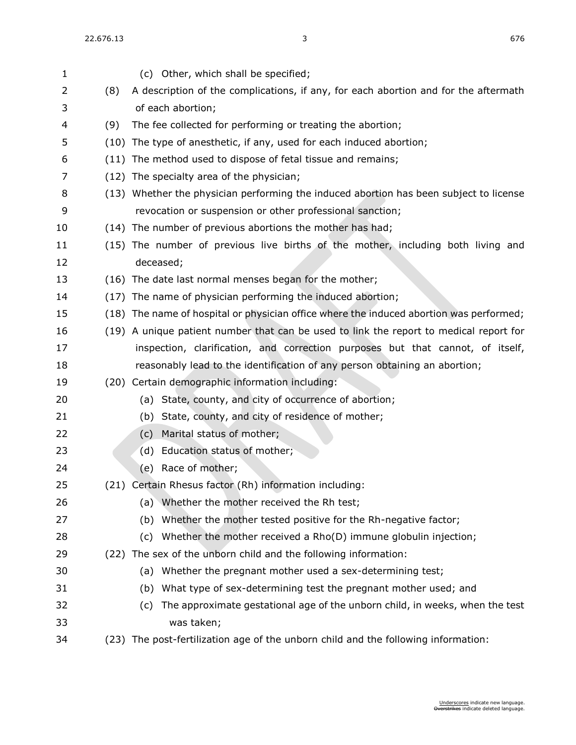(c) Other, which shall be specified;

(8) A description of the complications, if any, for each abortion and for the aftermath of each abortion;

(9) The fee collected for performing or treating the abortion;

(10) The type of anesthetic, if any, used for each induced abortion;

(11) The method used to dispose of fetal tissue and remains;

(12) The specialty area of the physician;

(13) Whether the physician performing the induced abortion has been subject to license revocation or suspension or other professional sanction;

(14) The number of previous abortions the mother has had;

(15) The number of previous live births of the mother, including both living and deceased;

(16) The date last normal menses began for the mother;

(17) The name of physician performing the induced abortion;

(18) The name of hospital or physician office where the induced abortion was performed;

(19) A unique patient number that can be used to link the report to medical report for inspection, clarification, and correction purposes but that cannot, of itself, reasonably lead to the identification of any person obtaining an abortion;

(20) Certain demographic information including:

(a) State, county, and city of occurrence of abortion;

(b) State, county, and city of residence of mother;

(c) Marital status of mother;

(d) Education status of mother;

(e) Race of mother;

(21) Certain Rhesus factor (Rh) information including:

(a) Whether the mother received the Rh test;

(b) Whether the mother tested positive for the Rh-negative factor;

(c) Whether the mother received a Rho(D) immune globulin injection;

(22) The sex of the unborn child and the following information:

(a) Whether the pregnant mother used a sex-determining test;

(b) What type of sex-determining test the pregnant mother used; and

(c) The approximate gestational age of the unborn child, in weeks, when the test was taken;

(23) The post-fertilization age of the unborn child and the following information: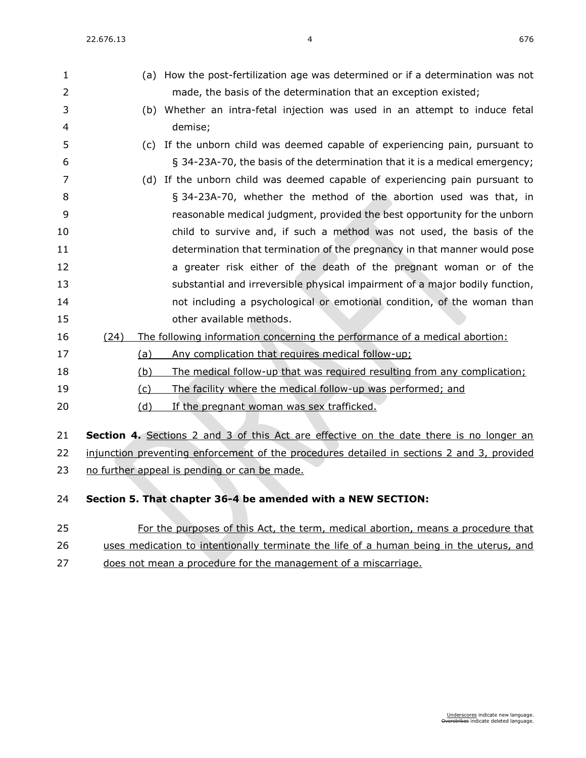(a) How the post-fertilization age was determined or if a determination was not made, the basis of the determination that an exception existed;

(b) Whether an intra-fetal injection was used in an attempt to induce fetal demise;

(c) If the unborn child was deemed capable of experiencing pain, pursuant to § 34-23A-70, the basis of the determination that it is a medical emergency;

(d) If the unborn child was deemed capable of experiencing pain pursuant to § 34-23A-70, whether the method of the abortion used was that, in reasonable medical judgment, provided the best opportunity for the unborn child to survive and, if such a method was not used, the basis of the determination that termination of the pregnancy in that manner would pose a greater risk either of the death of the pregnant woman or of the substantial and irreversible physical impairment of a major bodily function, not including a psychological or emotional condition, of the woman than other available methods.

(24) The following information concerning the performance of a medical abortion:

(a) Any complication that requires medical follow-up;

(b) The medical follow-up that was required resulting from any complication;

(c) The facility where the medical follow-up was performed; and

(d) If the pregnant woman was sex trafficked.

**Section 4.** Sections 2 and 3 of this Act are effective on the date there is no longer an injunction preventing enforcement of the procedures detailed in sections 2 and 3, provided no further appeal is pending or can be made.

**Section 5. That chapter 36-4 be amended with a NEW SECTION:**

For the purposes of this Act, the term, medical abortion, means a procedure that uses medication to intentionally terminate the life of a human being in the uterus, and does not mean a procedure for the management of a miscarriage.

Underscores indicate new language.
Overstrikes indicate deleted language.